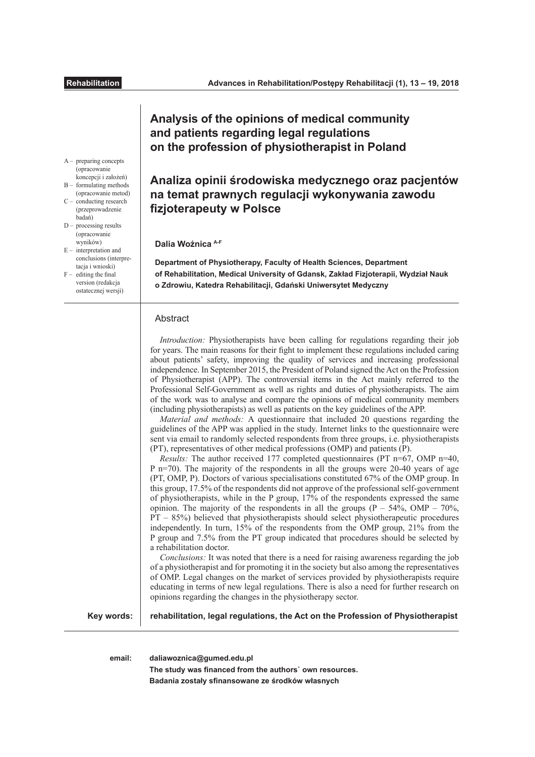Rehabilitation

# Analysis of the opinions of medical community and patients regarding legal regulations on the profession of physiotherapist in Poland

# Analiza opinii środowiska medycznego oraz pacjentów na temat prawnych regulacji wykonywania zawodu fizjoterapeuty w Polsce

A – preparing concepts (opracowanie koncepcji i założeń)
B – formulating methods (opracowanie metod)
C – conducting research (przeprowadzenie badań)
D – processing results (opracowanie wyników)
E – interpretation and conclusions (interpretacja i wnioski)
F – editing the final version (redakcja ostatecznej wersji)

**Dalia Woźnica** [A-F]

**Department of Physiotherapy, Faculty of Health Sciences, Department of Rehabilitation, Medical University of Gdansk, Zakład Fizjoterapii, Wydział Nauk o Zdrowiu, Katedra Rehabilitacji, Gdański Uniwersytet Medyczny**

## Abstract

*Introduction:* Physiotherapists have been calling for regulations regarding their job for years. The main reasons for their fight to implement these regulations included caring about patients' safety, improving the quality of services and increasing professional independence. In September 2015, the President of Poland signed the Act on the Profession of Physiotherapist (APP). The controversial items in the Act mainly referred to the Professional Self-Government as well as rights and duties of physiotherapists. The aim of the work was to analyse and compare the opinions of medical community members (including physiotherapists) as well as patients on the key guidelines of the APP.

*Material and methods:* A questionnaire that included 20 questions regarding the guidelines of the APP was applied in the study. Internet links to the questionnaire were sent via email to randomly selected respondents from three groups, i.e. physiotherapists (PT), representatives of other medical professions (OMP) and patients (P).

*Results:* The author received 177 completed questionnaires (PT n=67, OMP n=40, P n=70). The majority of the respondents in all the groups were 20-40 years of age (PT, OMP, P). Doctors of various specialisations constituted 67% of the OMP group. In this group, 17.5% of the respondents did not approve of the professional self-government of physiotherapists, while in the P group, 17% of the respondents expressed the same opinion. The majority of the respondents in all the groups (P – 54%, OMP – 70%, PT – 85%) believed that physiotherapists should select physiotherapeutic procedures independently. In turn, 15% of the respondents from the OMP group, 21% from the P group and 7.5% from the PT group indicated that procedures should be selected by a rehabilitation doctor.

*Conclusions:* It was noted that there is a need for raising awareness regarding the job of a physiotherapist and for promoting it in the society but also among the representatives of OMP. Legal changes on the market of services provided by physiotherapists require educating in terms of new legal regulations. There is also a need for further research on opinions regarding the changes in the physiotherapy sector.

**Key words:** **rehabilitation, legal regulations, the Act on the Profession of Physiotherapist**

**email:** **daliawoznica@gumed.edu.pl**

**The study was financed from the authors` own resources.**

**Badania zostały sfinansowane ze środków własnych**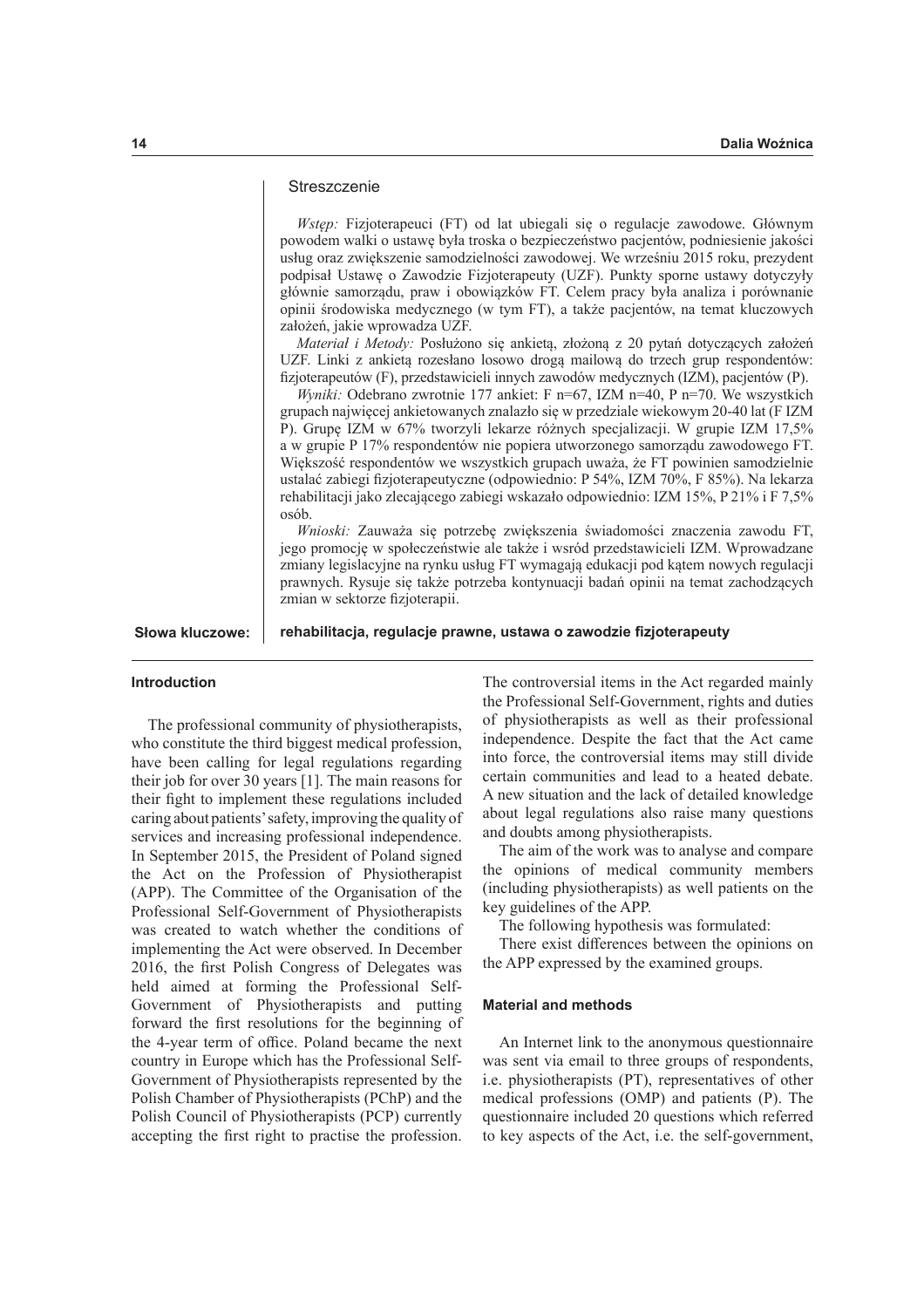## Streszczenie

*Wstęp:* Fizjoterapeuci (FT) od lat ubiegali się o regulacje zawodowe. Głównym powodem walki o ustawę była troska o bezpieczeństwo pacjentów, podniesienie jakości usług oraz zwiększenie samodzielności zawodowej. We wrześniu 2015 roku, prezydent podpisał Ustawę o Zawodzie Fizjoterapeuty (UZF). Punkty sporne ustawy dotyczyły głównie samorządu, praw i obowiązków FT. Celem pracy była analiza i porównanie opinii środowiska medycznego (w tym FT), a także pacjentów, na temat kluczowych założeń, jakie wprowadza UZF.

*Materiał i Metody:* Posłużono się ankietą, złożoną z 20 pytań dotyczących założeń UZF. Linki z ankietą rozesłano losowo drogą mailową do trzech grup respondentów: fizjoterapeutów (F), przedstawicieli innych zawodów medycznych (IZM), pacjentów (P).

*Wyniki:* Odebrano zwrotnie 177 ankiet: F n=67, IZM n=40, P n=70. We wszystkich grupach najwięcej ankietowanych znalazło się w przedziale wiekowym 20-40 lat (F IZM P). Grupę IZM w 67% tworzyli lekarze różnych specjalizacji. W grupie IZM 17,5% a w grupie P 17% respondentów nie popiera utworzonego samorządu zawodowego FT. Większość respondentów we wszystkich grupach uważa, że FT powinien samodzielnie ustalać zabiegi fizjoterapeutyczne (odpowiednio: P 54%, IZM 70%, F 85%). Na lekarza rehabilitacji jako zlecającego zabiegi wskazało odpowiednio: IZM 15%, P 21% i F 7,5% osób.

*Wnioski:* Zauważa się potrzebę zwiększenia świadomości znaczenia zawodu FT, jego promocję w społeczeństwie ale także i wsród przedstawicieli IZM. Wprowadzane zmiany legislacyjne na rynku usług FT wymagają edukacji pod kątem nowych regulacji prawnych. Rysuje się także potrzeba kontynuacji badań opinii na temat zachodzących zmian w sektorze fizjoterapii.

**Słowa kluczowe:** **rehabilitacja, regulacje prawne, ustawa o zawodzie fizjoterapeuty**

## Introduction

The professional community of physiotherapists, who constitute the third biggest medical profession, have been calling for legal regulations regarding their job for over 30 years [1]. The main reasons for their fight to implement these regulations included caring about patients' safety, improving the quality of services and increasing professional independence. In September 2015, the President of Poland signed the Act on the Profession of Physiotherapist (APP). The Committee of the Organisation of the Professional Self-Government of Physiotherapists was created to watch whether the conditions of implementing the Act were observed. In December 2016, the first Polish Congress of Delegates was held aimed at forming the Professional Self-Government of Physiotherapists and putting forward the first resolutions for the beginning of the 4-year term of office. Poland became the next country in Europe which has the Professional Self-Government of Physiotherapists represented by the Polish Chamber of Physiotherapists (PChP) and the Polish Council of Physiotherapists (PCP) currently accepting the first right to practise the profession. The controversial items in the Act regarded mainly the Professional Self-Government, rights and duties of physiotherapists as well as their professional independence. Despite the fact that the Act came into force, the controversial items may still divide certain communities and lead to a heated debate. A new situation and the lack of detailed knowledge about legal regulations also raise many questions and doubts among physiotherapists.

The aim of the work was to analyse and compare the opinions of medical community members (including physiotherapists) as well patients on the key guidelines of the APP.

The following hypothesis was formulated:

There exist differences between the opinions on the APP expressed by the examined groups.

## Material and methods

An Internet link to the anonymous questionnaire was sent via email to three groups of respondents, i.e. physiotherapists (PT), representatives of other medical professions (OMP) and patients (P). The questionnaire included 20 questions which referred to key aspects of the Act, i.e. the self-government,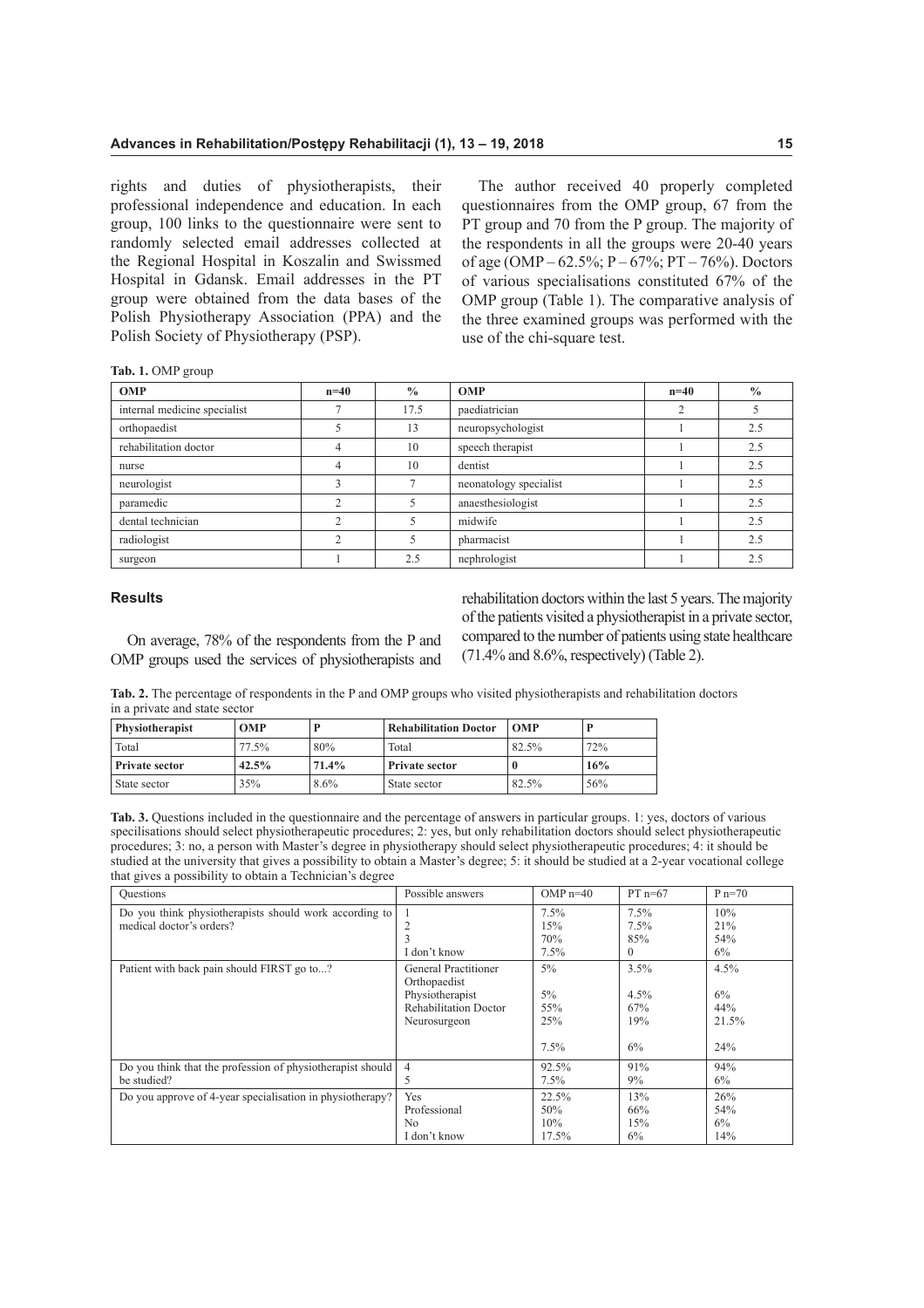rights and duties of physiotherapists, their professional independence and education. In each group, 100 links to the questionnaire were sent to randomly selected email addresses collected at the Regional Hospital in Koszalin and Swissmed Hospital in Gdansk. Email addresses in the PT group were obtained from the data bases of the Polish Physiotherapy Association (PPA) and the Polish Society of Physiotherapy (PSP).

The author received 40 properly completed questionnaires from the OMP group, 67 from the PT group and 70 from the P group. The majority of the respondents in all the groups were 20-40 years of age (OMP – 62.5%; P – 67%; PT – 76%). Doctors of various specialisations constituted 67% of the OMP group (Table 1). The comparative analysis of the three examined groups was performed with the use of the chi-square test.

**Tab. 1.** OMP group

| OMP | n=40 | % | OMP | n=40 | % |
|---|---|---|---|---|---|
| internal medicine specialist | 7 | 17.5 | paediatrician | 2 | 5 |
| orthopaedist | 5 | 13 | neuropsychologist | 1 | 2.5 |
| rehabilitation doctor | 4 | 10 | speech therapist | 1 | 2.5 |
| nurse | 4 | 10 | dentist | 1 | 2.5 |
| neurologist | 3 | 7 | neonatology specialist | 1 | 2.5 |
| paramedic | 2 | 5 | anaesthesiologist | 1 | 2.5 |
| dental technician | 2 | 5 | midwife | 1 | 2.5 |
| radiologist | 2 | 5 | pharmacist | 1 | 2.5 |
| surgeon | 1 | 2.5 | nephrologist | 1 | 2.5 |

## Results

On average, 78% of the respondents from the P and OMP groups used the services of physiotherapists and rehabilitation doctors within the last 5 years. The majority of the patients visited a physiotherapist in a private sector, compared to the number of patients using state healthcare (71.4% and 8.6%, respectively) (Table 2).

**Tab. 2.** The percentage of respondents in the P and OMP groups who visited physiotherapists and rehabilitation doctors in a private and state sector

| Physiotherapist | OMP | P | Rehabilitation Doctor | OMP | P |
|---|---|---|---|---|---|
| Total | 77.5% | 80% | Total | 82.5% | 72% |
| **Private sector** | **42.5%** | **71.4%** | **Private sector** | **0** | **16%** |
| State sector | 35% | 8.6% | State sector | 82.5% | 56% |

**Tab. 3.** Questions included in the questionnaire and the percentage of answers in particular groups. 1: yes, doctors of various specilisations should select physiotherapeutic procedures; 2: yes, but only rehabilitation doctors should select physiotherapeutic procedures; 3: no, a person with Master's degree in physiotherapy should select physiotherapeutic procedures; 4: it should be studied at the university that gives a possibility to obtain a Master's degree; 5: it should be studied at a 2-year vocational college that gives a possibility to obtain a Technician's degree

| Questions | Possible answers | OMP n=40 | PT n=67 | P n=70 |
|---|---|---|---|---|
| Do you think physiotherapists should work according to medical doctor's orders? | 1 | 7.5% | 7.5% | 10% |
| | 2 | 15% | 7.5% | 21% |
| | 3 | 70% | 85% | 54% |
| | I don't know | 7.5% | 0 | 6% |
| Patient with back pain should FIRST go to...? | General Practitioner | 5% | 3.5% | 4.5% |
| | Orthopaedist | 5% | 4.5% | 6% |
| | Physiotherapist | 55% | 67% | 44% |
| | Rehabilitation Doctor | 25% | 19% | 21.5% |
| | Neurosurgeon | 7.5% | 6% | 24% |
| Do you think that the profession of physiotherapist should be studied? | 4 | 92.5% | 91% | 94% |
| | 5 | 7.5% | 9% | 6% |
| Do you approve of 4-year specialisation in physiotherapy? | Yes | 22.5% | 13% | 26% |
| | Professional | 50% | 66% | 54% |
| | No | 10% | 15% | 6% |
| | I don't know | 17.5% | 6% | 14% |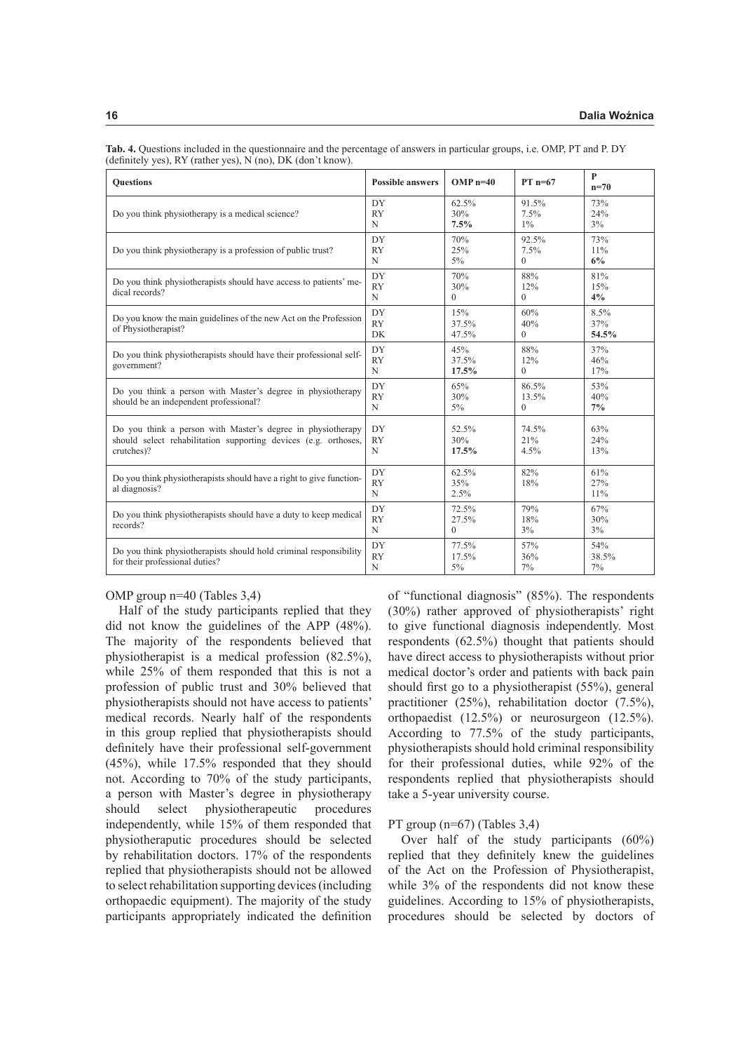**Tab. 4.** Questions included in the questionnaire and the percentage of answers in particular groups, i.e. OMP, PT and P. DY (definitely yes), RY (rather yes), N (no), DK (don't know).

| Questions | Possible answers | OMP n=40 | PT n=67 | P n=70 |
|---|---|---|---|---|
| Do you think physiotherapy is a medical science? | DY<br>RY<br>N | 62.5%<br>30%<br>**7.5%** | 91.5%<br>7.5%<br>1% | 73%<br>24%<br>3% |
| Do you think physiotherapy is a profession of public trust? | DY<br>RY<br>N | 70%<br>25%<br>5% | 92.5%<br>7.5%<br>0 | 73%<br>11%<br>**6%** |
| Do you think physiotherapists should have access to patients' medical records? | DY<br>RY<br>N | 70%<br>30%<br>0 | 88%<br>12%<br>0 | 81%<br>15%<br>**4%** |
| Do you know the main guidelines of the new Act on the Profession of Physiotherapist? | DY<br>RY<br>DK | 15%<br>37.5%<br>47.5% | 60%<br>40%<br>0 | 8.5%<br>37%<br>**54.5%** |
| Do you think physiotherapists should have their professional self-government? | DY<br>RY<br>N | 45%<br>37.5%<br>**17.5%** | 88%<br>12%<br>0 | 37%<br>46%<br>17% |
| Do you think a person with Master's degree in physiotherapy should be an independent professional? | DY<br>RY<br>N | 65%<br>30%<br>5% | 86.5%<br>13.5%<br>0 | 53%<br>40%<br>**7%** |
| Do you think a person with Master's degree in physiotherapy should select rehabilitation supporting devices (e.g. orthoses, crutches)? | DY<br>RY<br>N | 52.5%<br>30%<br>**17.5%** | 74.5%<br>21%<br>4.5% | 63%<br>24%<br>13% |
| Do you think physiotherapists should have a right to give functional diagnosis? | DY<br>RY<br>N | 62.5%<br>35%<br>2.5% | 82%<br>18% | 61%<br>27%<br>11% |
| Do you think physiotherapists should have a duty to keep medical records? | DY<br>RY<br>N | 72.5%<br>27.5%<br>0 | 79%<br>18%<br>3% | 67%<br>30%<br>3% |
| Do you think physiotherapists should hold criminal responsibility for their professional duties? | DY<br>RY<br>N | 77.5%<br>17.5%<br>5% | 57%<br>36%<br>7% | 54%<br>38.5%<br>7% |

OMP group n=40 (Tables 3,4)

Half of the study participants replied that they did not know the guidelines of the APP (48%). The majority of the respondents believed that physiotherapist is a medical profession (82.5%), while 25% of them responded that this is not a profession of public trust and 30% believed that physiotherapists should not have access to patients' medical records. Nearly half of the respondents in this group replied that physiotherapists should definitely have their professional self-government (45%), while 17.5% responded that they should not. According to 70% of the study participants, a person with Master's degree in physiotherapy should select physiotherapeutic procedures independently, while 15% of them responded that physiotheraputic procedures should be selected by rehabilitation doctors. 17% of the respondents replied that physiotherapists should not be allowed to select rehabilitation supporting devices (including orthopaedic equipment). The majority of the study participants appropriately indicated the definition of "functional diagnosis" (85%). The respondents (30%) rather approved of physiotherapists' right to give functional diagnosis independently. Most respondents (62.5%) thought that patients should have direct access to physiotherapists without prior medical doctor's order and patients with back pain should first go to a physiotherapist (55%), general practitioner (25%), rehabilitation doctor (7.5%), orthopaedist (12.5%) or neurosurgeon (12.5%). According to 77.5% of the study participants, physiotherapists should hold criminal responsibility for their professional duties, while 92% of the respondents replied that physiotherapists should take a 5-year university course.

PT group (n=67) (Tables 3,4)

Over half of the study participants (60%) replied that they definitely knew the guidelines of the Act on the Profession of Physiotherapist, while 3% of the respondents did not know these guidelines. According to 15% of physiotherapists, procedures should be selected by doctors of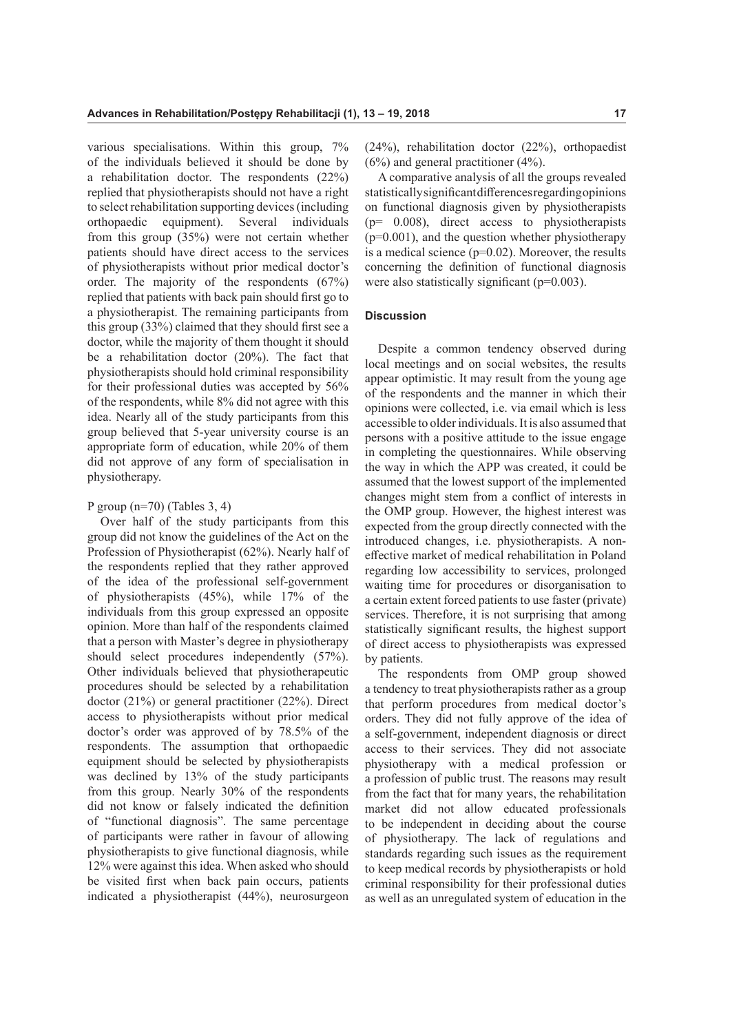various specialisations. Within this group, 7% of the individuals believed it should be done by a rehabilitation doctor. The respondents (22%) replied that physiotherapists should not have a right to select rehabilitation supporting devices (including orthopaedic equipment). Several individuals from this group (35%) were not certain whether patients should have direct access to the services of physiotherapists without prior medical doctor's order. The majority of the respondents (67%) replied that patients with back pain should first go to a physiotherapist. The remaining participants from this group (33%) claimed that they should first see a doctor, while the majority of them thought it should be a rehabilitation doctor (20%). The fact that physiotherapists should hold criminal responsibility for their professional duties was accepted by 56% of the respondents, while 8% did not agree with this idea. Nearly all of the study participants from this group believed that 5-year university course is an appropriate form of education, while 20% of them did not approve of any form of specialisation in physiotherapy.

P group (n=70) (Tables 3, 4)

Over half of the study participants from this group did not know the guidelines of the Act on the Profession of Physiotherapist (62%). Nearly half of the respondents replied that they rather approved of the idea of the professional self-government of physiotherapists (45%), while 17% of the individuals from this group expressed an opposite opinion. More than half of the respondents claimed that a person with Master's degree in physiotherapy should select procedures independently (57%). Other individuals believed that physiotherapeutic procedures should be selected by a rehabilitation doctor (21%) or general practitioner (22%). Direct access to physiotherapists without prior medical doctor's order was approved of by 78.5% of the respondents. The assumption that orthopaedic equipment should be selected by physiotherapists was declined by 13% of the study participants from this group. Nearly 30% of the respondents did not know or falsely indicated the definition of "functional diagnosis". The same percentage of participants were rather in favour of allowing physiotherapists to give functional diagnosis, while 12% were against this idea. When asked who should be visited first when back pain occurs, patients indicated a physiotherapist (44%), neurosurgeon (24%), rehabilitation doctor (22%), orthopaedist (6%) and general practitioner (4%).

A comparative analysis of all the groups revealed statistically significant differences regarding opinions on functional diagnosis given by physiotherapists ($p= 0.008$), direct access to physiotherapists ($p=0.001$), and the question whether physiotherapy is a medical science ($p=0.02$). Moreover, the results concerning the definition of functional diagnosis were also statistically significant ($p=0.003$).

## Discussion

Despite a common tendency observed during local meetings and on social websites, the results appear optimistic. It may result from the young age of the respondents and the manner in which their opinions were collected, i.e. via email which is less accessible to older individuals. It is also assumed that persons with a positive attitude to the issue engage in completing the questionnaires. While observing the way in which the APP was created, it could be assumed that the lowest support of the implemented changes might stem from a conflict of interests in the OMP group. However, the highest interest was expected from the group directly connected with the introduced changes, i.e. physiotherapists. A non-effective market of medical rehabilitation in Poland regarding low accessibility to services, prolonged waiting time for procedures or disorganisation to a certain extent forced patients to use faster (private) services. Therefore, it is not surprising that among statistically significant results, the highest support of direct access to physiotherapists was expressed by patients.

The respondents from OMP group showed a tendency to treat physiotherapists rather as a group that perform procedures from medical doctor's orders. They did not fully approve of the idea of a self-government, independent diagnosis or direct access to their services. They did not associate physiotherapy with a medical profession or a profession of public trust. The reasons may result from the fact that for many years, the rehabilitation market did not allow educated professionals to be independent in deciding about the course of physiotherapy. The lack of regulations and standards regarding such issues as the requirement to keep medical records by physiotherapists or hold criminal responsibility for their professional duties as well as an unregulated system of education in the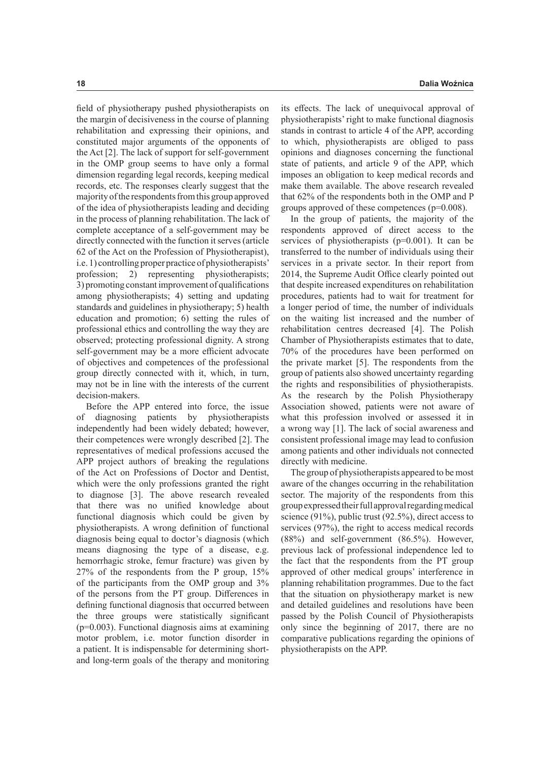field of physiotherapy pushed physiotherapists on the margin of decisiveness in the course of planning rehabilitation and expressing their opinions, and constituted major arguments of the opponents of the Act [2]. The lack of support for self-government in the OMP group seems to have only a formal dimension regarding legal records, keeping medical records, etc. The responses clearly suggest that the majority of the respondents from this group approved of the idea of physiotherapists leading and deciding in the process of planning rehabilitation. The lack of complete acceptance of a self-government may be directly connected with the function it serves (article 62 of the Act on the Profession of Physiotherapist), i.e. 1) controlling proper practice of physiotherapists' profession; 2) representing physiotherapists; 3) promoting constant improvement of qualifications among physiotherapists; 4) setting and updating standards and guidelines in physiotherapy; 5) health education and promotion; 6) setting the rules of professional ethics and controlling the way they are observed; protecting professional dignity. A strong self-government may be a more efficient advocate of objectives and competences of the professional group directly connected with it, which, in turn, may not be in line with the interests of the current decision-makers.

Before the APP entered into force, the issue of diagnosing patients by physiotherapists independently had been widely debated; however, their competences were wrongly described [2]. The representatives of medical professions accused the APP project authors of breaking the regulations of the Act on Professions of Doctor and Dentist, which were the only professions granted the right to diagnose [3]. The above research revealed that there was no unified knowledge about functional diagnosis which could be given by physiotherapists. A wrong definition of functional diagnosis being equal to doctor's diagnosis (which means diagnosing the type of a disease, e.g. hemorrhagic stroke, femur fracture) was given by 27% of the respondents from the P group, 15% of the participants from the OMP group and 3% of the persons from the PT group. Differences in defining functional diagnosis that occurred between the three groups were statistically significant ($p=0.003$). Functional diagnosis aims at examining motor problem, i.e. motor function disorder in a patient. It is indispensable for determining short- and long-term goals of the therapy and monitoring its effects. The lack of unequivocal approval of physiotherapists' right to make functional diagnosis stands in contrast to article 4 of the APP, according to which, physiotherapists are obliged to pass opinions and diagnoses concerning the functional state of patients, and article 9 of the APP, which imposes an obligation to keep medical records and make them available. The above research revealed that 62% of the respondents both in the OMP and P groups approved of these competences ($p=0.008$).

In the group of patients, the majority of the respondents approved of direct access to the services of physiotherapists ($p=0.001$). It can be transferred to the number of individuals using their services in a private sector. In their report from 2014, the Supreme Audit Office clearly pointed out that despite increased expenditures on rehabilitation procedures, patients had to wait for treatment for a longer period of time, the number of individuals on the waiting list increased and the number of rehabilitation centres decreased [4]. The Polish Chamber of Physiotherapists estimates that to date, 70% of the procedures have been performed on the private market [5]. The respondents from the group of patients also showed uncertainty regarding the rights and responsibilities of physiotherapists. As the research by the Polish Physiotherapy Association showed, patients were not aware of what this profession involved or assessed it in a wrong way [1]. The lack of social awareness and consistent professional image may lead to confusion among patients and other individuals not connected directly with medicine.

The group of physiotherapists appeared to be most aware of the changes occurring in the rehabilitation sector. The majority of the respondents from this group expressed their full approval regarding medical science (91%), public trust (92.5%), direct access to services (97%), the right to access medical records (88%) and self-government (86.5%). However, previous lack of professional independence led to the fact that the respondents from the PT group approved of other medical groups' interference in planning rehabilitation programmes. Due to the fact that the situation on physiotherapy market is new and detailed guidelines and resolutions have been passed by the Polish Council of Physiotherapists only since the beginning of 2017, there are no comparative publications regarding the opinions of physiotherapists on the APP.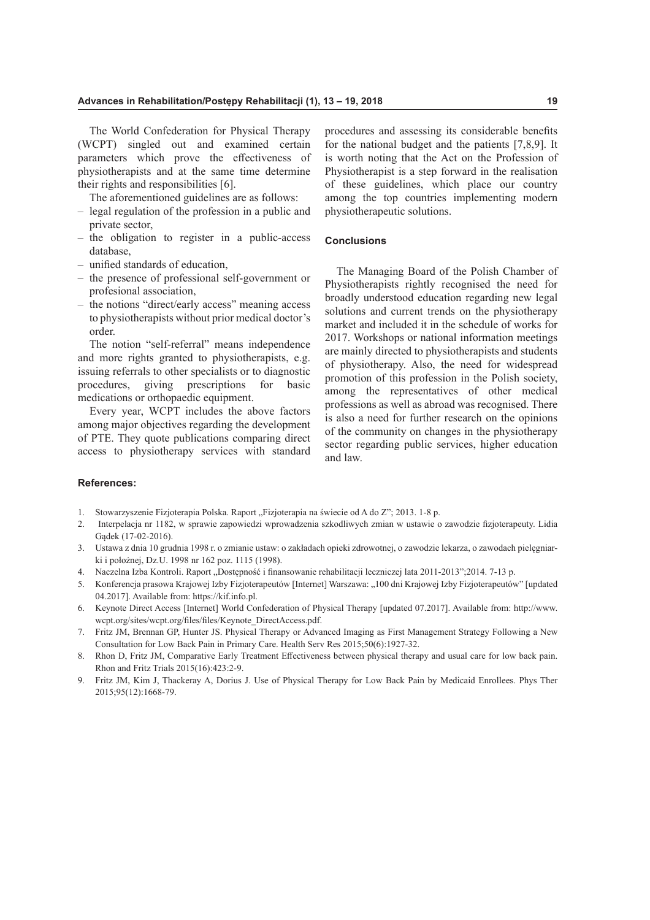The World Confederation for Physical Therapy (WCPT) singled out and examined certain parameters which prove the effectiveness of physiotherapists and at the same time determine their rights and responsibilities [6].

The aforementioned guidelines are as follows:

- legal regulation of the profession in a public and private sector,
- the obligation to register in a public-access database,
- unified standards of education,
- the presence of professional self-government or profesional association,
- the notions "direct/early access" meaning access to physiotherapists without prior medical doctor's order.

The notion "self-referral" means independence and more rights granted to physiotherapists, e.g. issuing referrals to other specialists or to diagnostic procedures, giving prescriptions for basic medications or orthopaedic equipment.

Every year, WCPT includes the above factors among major objectives regarding the development of PTE. They quote publications comparing direct access to physiotherapy services with standard procedures and assessing its considerable benefits for the national budget and the patients [7,8,9]. It is worth noting that the Act on the Profession of Physiotherapist is a step forward in the realisation of these guidelines, which place our country among the top countries implementing modern physiotherapeutic solutions.

### Conclusions

The Managing Board of the Polish Chamber of Physiotherapists rightly recognised the need for broadly understood education regarding new legal solutions and current trends on the physiotherapy market and included it in the schedule of works for 2017. Workshops or national information meetings are mainly directed to physiotherapists and students of physiotherapy. Also, the need for widespread promotion of this profession in the Polish society, among the representatives of other medical professions as well as abroad was recognised. There is also a need for further research on the opinions of the community on changes in the physiotherapy sector regarding public services, higher education and law.

### References:

1. Stowarzyszenie Fizjoterapia Polska. Raport „Fizjoterapia na świecie od A do Z"; 2013. 1-8 p.
2. Interpelacja nr 1182, w sprawie zapowiedzi wprowadzenia szkodliwych zmian w ustawie o zawodzie fizjoterapeuty. Lidia Gądek (17-02-2016).
3. Ustawa z dnia 10 grudnia 1998 r. o zmianie ustaw: o zakładach opieki zdrowotnej, o zawodzie lekarza, o zawodach pielęgniarki i położnej, Dz.U. 1998 nr 162 poz. 1115 (1998).
4. Naczelna Izba Kontroli. Raport „Dostępność i finansowanie rehabilitacji leczniczej lata 2011-2013";2014. 7-13 p.
5. Konferencja prasowa Krajowej Izby Fizjoterapeutów [Internet] Warszawa: „100 dni Krajowej Izby Fizjoterapeutów" [updated 04.2017]. Available from: https://kif.info.pl.
6. Keynote Direct Access [Internet] World Confederation of Physical Therapy [updated 07.2017]. Available from: http://www.wcpt.org/sites/wcpt.org/files/files/Keynote_DirectAccess.pdf.
7. Fritz JM, Brennan GP, Hunter JS. Physical Therapy or Advanced Imaging as First Management Strategy Following a New Consultation for Low Back Pain in Primary Care. Health Serv Res 2015;50(6):1927-32.
8. Rhon D, Fritz JM, Comparative Early Treatment Effectiveness between physical therapy and usual care for low back pain. Rhon and Fritz Trials 2015(16):423:2-9.
9. Fritz JM, Kim J, Thackeray A, Dorius J. Use of Physical Therapy for Low Back Pain by Medicaid Enrollees. Phys Ther 2015;95(12):1668-79.